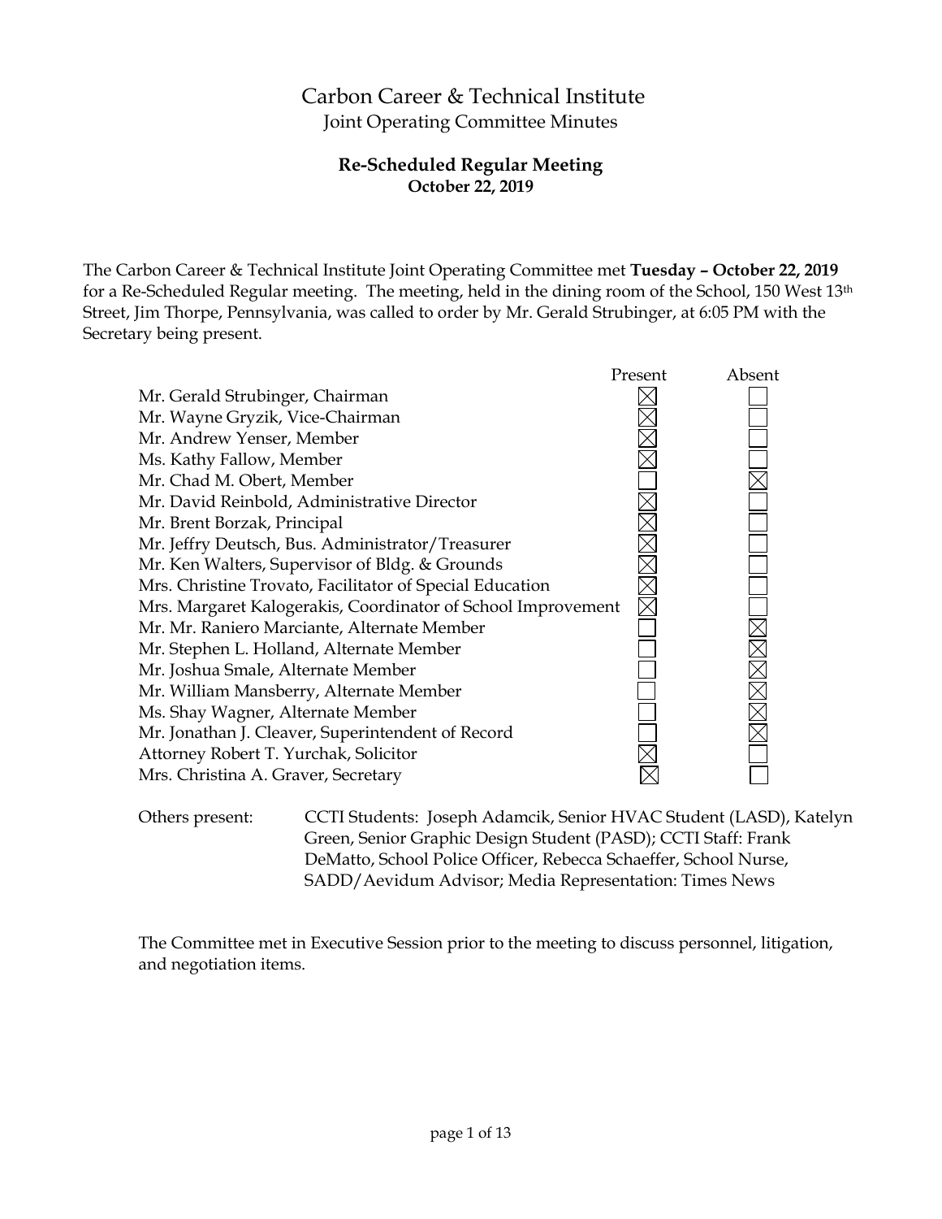# Carbon Career & Technical Institute

## Joint Operating Committee Minutes

### Re-Scheduled Regular Meeting

**October 22, 2019**

The Carbon Career & Technical Institute Joint Operating Committee met **Tuesday – October 22, 2019** for a Re-Scheduled Regular meeting. The meeting, held in the dining room of the School, 150 West 13th Street, Jim Thorpe, Pennsylvania, was called to order by Mr. Gerald Strubinger, at 6:05 PM with the Secretary being present.

| | Present | Absent |
|---|---|---|
| Mr. Gerald Strubinger, Chairman | ☒ | ☐ |
| Mr. Wayne Gryzik, Vice-Chairman | ☒ | ☐ |
| Mr. Andrew Yenser, Member | ☒ | ☐ |
| Ms. Kathy Fallow, Member | ☒ | ☐ |
| Mr. Chad M. Obert, Member | ☐ | ☒ |
| Mr. David Reinbold, Administrative Director | ☒ | ☐ |
| Mr. Brent Borzak, Principal | ☒ | ☐ |
| Mr. Jeffry Deutsch, Bus. Administrator/Treasurer | ☒ | ☐ |
| Mr. Ken Walters, Supervisor of Bldg. & Grounds | ☒ | ☐ |
| Mrs. Christine Trovato, Facilitator of Special Education | ☒ | ☐ |
| Mrs. Margaret Kalogerakis, Coordinator of School Improvement | ☒ | ☐ |
| Mr. Mr. Raniero Marciante, Alternate Member | ☐ | ☒ |
| Mr. Stephen L. Holland, Alternate Member | ☐ | ☒ |
| Mr. Joshua Smale, Alternate Member | ☐ | ☒ |
| Mr. William Mansberry, Alternate Member | ☐ | ☒ |
| Ms. Shay Wagner, Alternate Member | ☐ | ☒ |
| Mr. Jonathan J. Cleaver, Superintendent of Record | ☐ | ☒ |
| Attorney Robert T. Yurchak, Solicitor | ☒ | ☐ |
| Mrs. Christina A. Graver, Secretary | ☒ | ☐ |

Others present: CCTI Students: Joseph Adamcik, Senior HVAC Student (LASD), Katelyn Green, Senior Graphic Design Student (PASD); CCTI Staff: Frank DeMatto, School Police Officer, Rebecca Schaeffer, School Nurse, SADD/Aevidum Advisor; Media Representation: Times News

The Committee met in Executive Session prior to the meeting to discuss personnel, litigation, and negotiation items.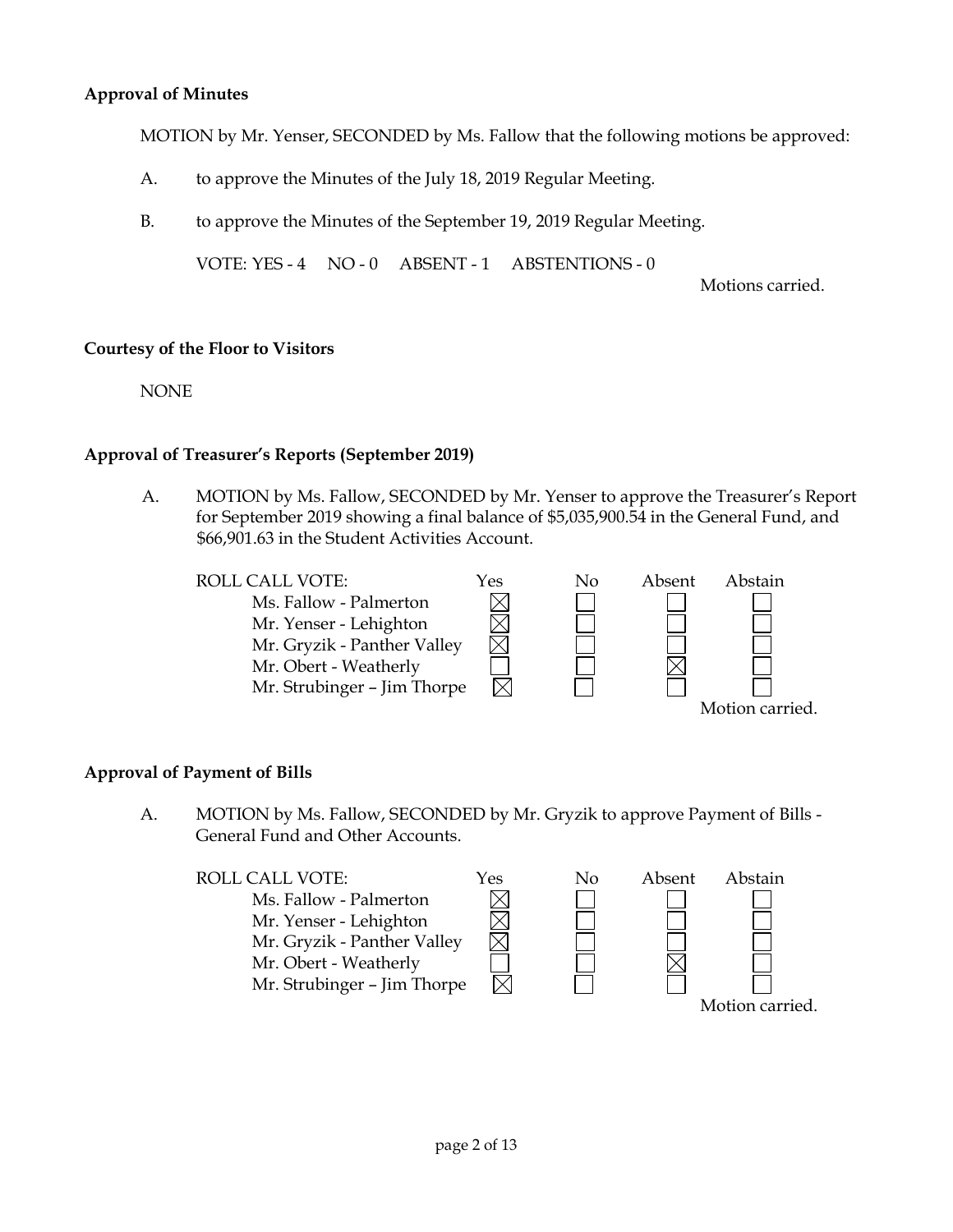**Approval of Minutes**

MOTION by Mr. Yenser, SECONDED by Ms. Fallow that the following motions be approved:

A. to approve the Minutes of the July 18, 2019 Regular Meeting.

B. to approve the Minutes of the September 19, 2019 Regular Meeting.

VOTE: YES - 4 NO - 0 ABSENT - 1 ABSTENTIONS - 0

Motions carried.

**Courtesy of the Floor to Visitors**

NONE

**Approval of Treasurer's Reports (September 2019)**

A. MOTION by Ms. Fallow, SECONDED by Mr. Yenser to approve the Treasurer's Report for September 2019 showing a final balance of $5,035,900.54 in the General Fund, and $66,901.63 in the Student Activities Account.

| ROLL CALL VOTE: | Yes | No | Absent | Abstain |
|---|---|---|---|---|
| Ms. Fallow - Palmerton | ☒ | ☐ | ☐ | ☐ |
| Mr. Yenser - Lehighton | ☒ | ☐ | ☐ | ☐ |
| Mr. Gryzik - Panther Valley | ☒ | ☐ | ☐ | ☐ |
| Mr. Obert - Weatherly | ☐ | ☐ | ☒ | ☐ |
| Mr. Strubinger – Jim Thorpe | ☒ | ☐ | ☐ | ☐ |

Motion carried.

**Approval of Payment of Bills**

A. MOTION by Ms. Fallow, SECONDED by Mr. Gryzik to approve Payment of Bills - General Fund and Other Accounts.

| ROLL CALL VOTE: | Yes | No | Absent | Abstain |
|---|---|---|---|---|
| Ms. Fallow - Palmerton | ☒ | ☐ | ☐ | ☐ |
| Mr. Yenser - Lehighton | ☒ | ☐ | ☐ | ☐ |
| Mr. Gryzik - Panther Valley | ☒ | ☐ | ☐ | ☐ |
| Mr. Obert - Weatherly | ☐ | ☐ | ☒ | ☐ |
| Mr. Strubinger – Jim Thorpe | ☒ | ☐ | ☐ | ☐ |

Motion carried.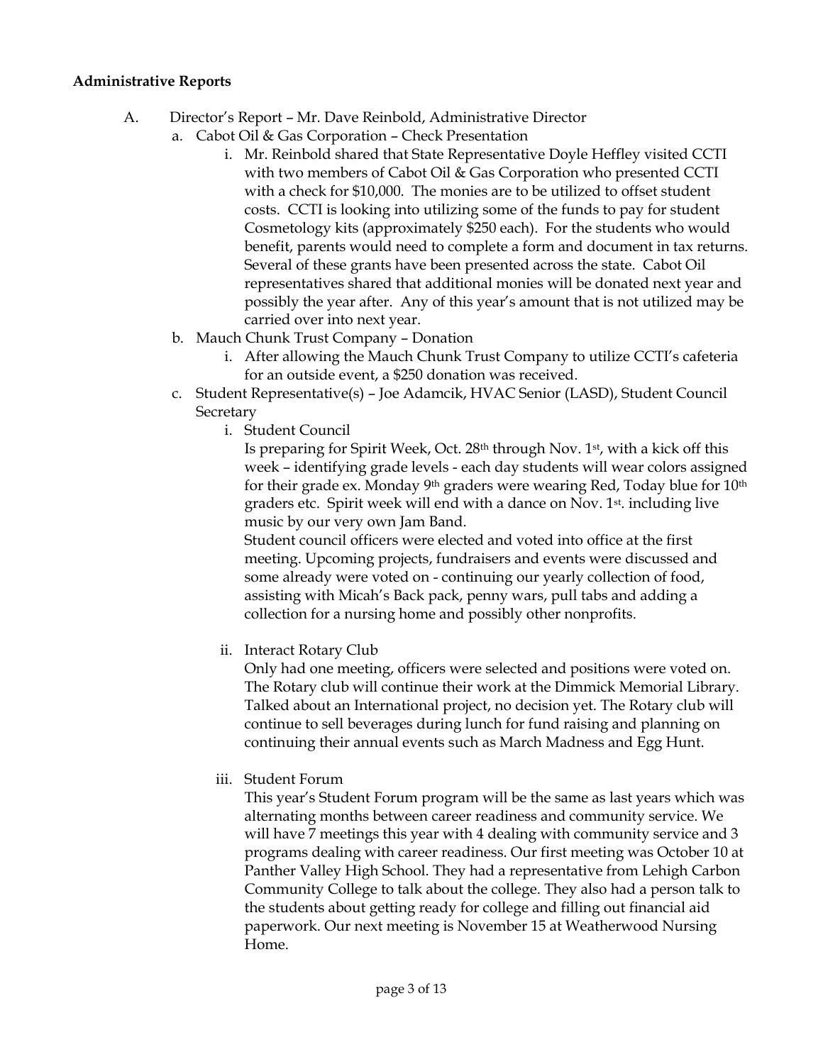**Administrative Reports**

A. Director's Report – Mr. Dave Reinbold, Administrative Director

   a. Cabot Oil & Gas Corporation – Check Presentation

      i. Mr. Reinbold shared that State Representative Doyle Heffley visited CCTI with two members of Cabot Oil & Gas Corporation who presented CCTI with a check for $10,000. The monies are to be utilized to offset student costs. CCTI is looking into utilizing some of the funds to pay for student Cosmetology kits (approximately $250 each). For the students who would benefit, parents would need to complete a form and document in tax returns. Several of these grants have been presented across the state. Cabot Oil representatives shared that additional monies will be donated next year and possibly the year after. Any of this year's amount that is not utilized may be carried over into next year.

   b. Mauch Chunk Trust Company – Donation

      i. After allowing the Mauch Chunk Trust Company to utilize CCTI's cafeteria for an outside event, a $250 donation was received.

   c. Student Representative(s) – Joe Adamcik, HVAC Senior (LASD), Student Council Secretary

      i. Student Council

         Is preparing for Spirit Week, Oct. 28th through Nov. 1st, with a kick off this week – identifying grade levels - each day students will wear colors assigned for their grade ex. Monday 9th graders were wearing Red, Today blue for 10th graders etc. Spirit week will end with a dance on Nov. 1st. including live music by our very own Jam Band.

         Student council officers were elected and voted into office at the first meeting. Upcoming projects, fundraisers and events were discussed and some already were voted on - continuing our yearly collection of food, assisting with Micah's Back pack, penny wars, pull tabs and adding a collection for a nursing home and possibly other nonprofits.

      ii. Interact Rotary Club

         Only had one meeting, officers were selected and positions were voted on. The Rotary club will continue their work at the Dimmick Memorial Library. Talked about an International project, no decision yet. The Rotary club will continue to sell beverages during lunch for fund raising and planning on continuing their annual events such as March Madness and Egg Hunt.

      iii. Student Forum

         This year's Student Forum program will be the same as last years which was alternating months between career readiness and community service. We will have 7 meetings this year with 4 dealing with community service and 3 programs dealing with career readiness. Our first meeting was October 10 at Panther Valley High School. They had a representative from Lehigh Carbon Community College to talk about the college. They also had a person talk to the students about getting ready for college and filling out financial aid paperwork. Our next meeting is November 15 at Weatherwood Nursing Home.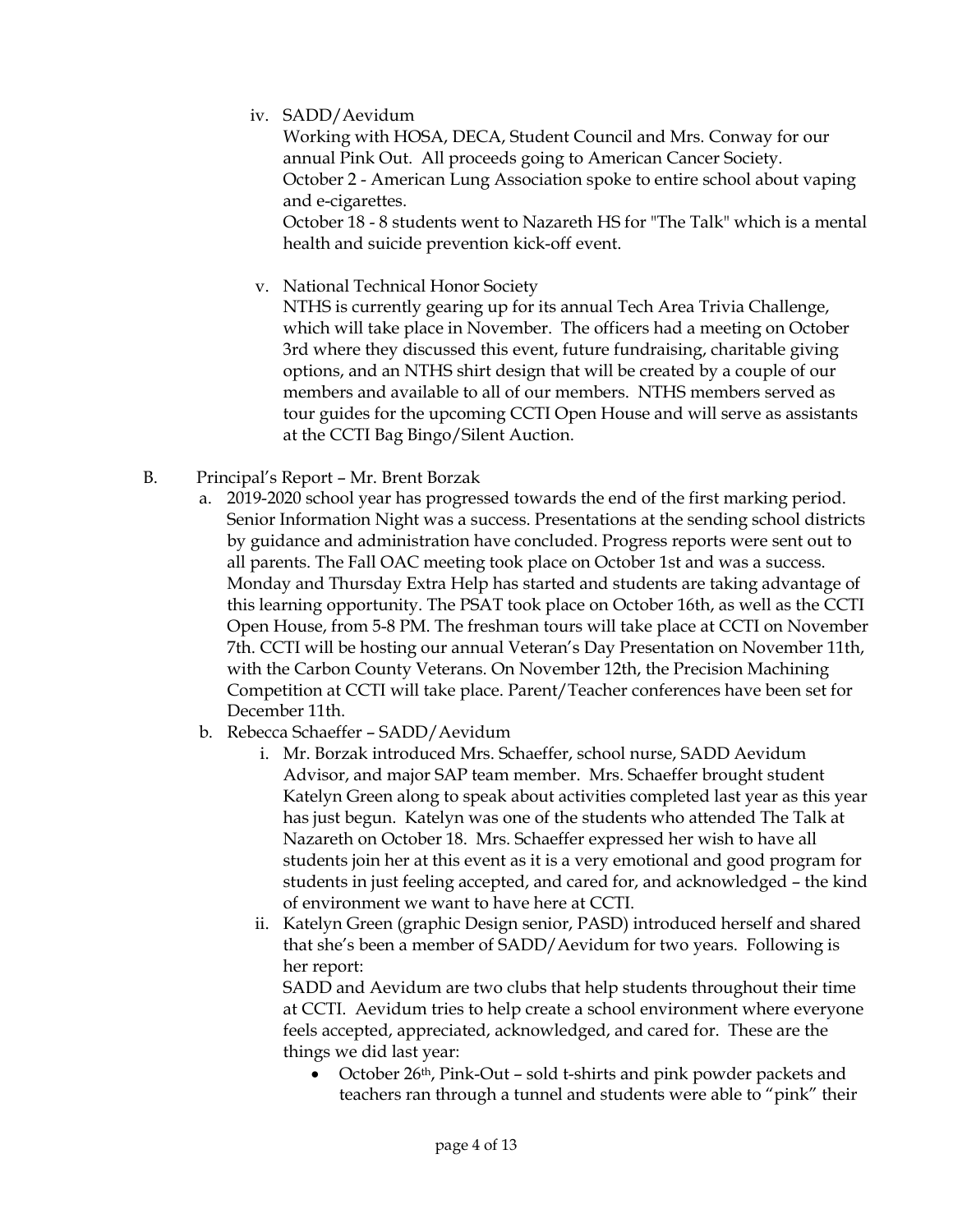iv. SADD/Aevidum

Working with HOSA, DECA, Student Council and Mrs. Conway for our annual Pink Out. All proceeds going to American Cancer Society.
October 2 - American Lung Association spoke to entire school about vaping and e-cigarettes.
October 18 - 8 students went to Nazareth HS for "The Talk" which is a mental health and suicide prevention kick-off event.

v. National Technical Honor Society

NTHS is currently gearing up for its annual Tech Area Trivia Challenge, which will take place in November. The officers had a meeting on October 3rd where they discussed this event, future fundraising, charitable giving options, and an NTHS shirt design that will be created by a couple of our members and available to all of our members. NTHS members served as tour guides for the upcoming CCTI Open House and will serve as assistants at the CCTI Bag Bingo/Silent Auction.

B. Principal's Report – Mr. Brent Borzak

a. 2019-2020 school year has progressed towards the end of the first marking period. Senior Information Night was a success. Presentations at the sending school districts by guidance and administration have concluded. Progress reports were sent out to all parents. The Fall OAC meeting took place on October 1st and was a success. Monday and Thursday Extra Help has started and students are taking advantage of this learning opportunity. The PSAT took place on October 16th, as well as the CCTI Open House, from 5-8 PM. The freshman tours will take place at CCTI on November 7th. CCTI will be hosting our annual Veteran's Day Presentation on November 11th, with the Carbon County Veterans. On November 12th, the Precision Machining Competition at CCTI will take place. Parent/Teacher conferences have been set for December 11th.

b. Rebecca Schaeffer – SADD/Aevidum

i. Mr. Borzak introduced Mrs. Schaeffer, school nurse, SADD Aevidum Advisor, and major SAP team member. Mrs. Schaeffer brought student Katelyn Green along to speak about activities completed last year as this year has just begun. Katelyn was one of the students who attended The Talk at Nazareth on October 18. Mrs. Schaeffer expressed her wish to have all students join her at this event as it is a very emotional and good program for students in just feeling accepted, and cared for, and acknowledged – the kind of environment we want to have here at CCTI.

ii. Katelyn Green (graphic Design senior, PASD) introduced herself and shared that she's been a member of SADD/Aevidum for two years. Following is her report:

SADD and Aevidum are two clubs that help students throughout their time at CCTI. Aevidum tries to help create a school environment where everyone feels accepted, appreciated, acknowledged, and cared for. These are the things we did last year:

- October 26th, Pink-Out – sold t-shirts and pink powder packets and teachers ran through a tunnel and students were able to "pink" their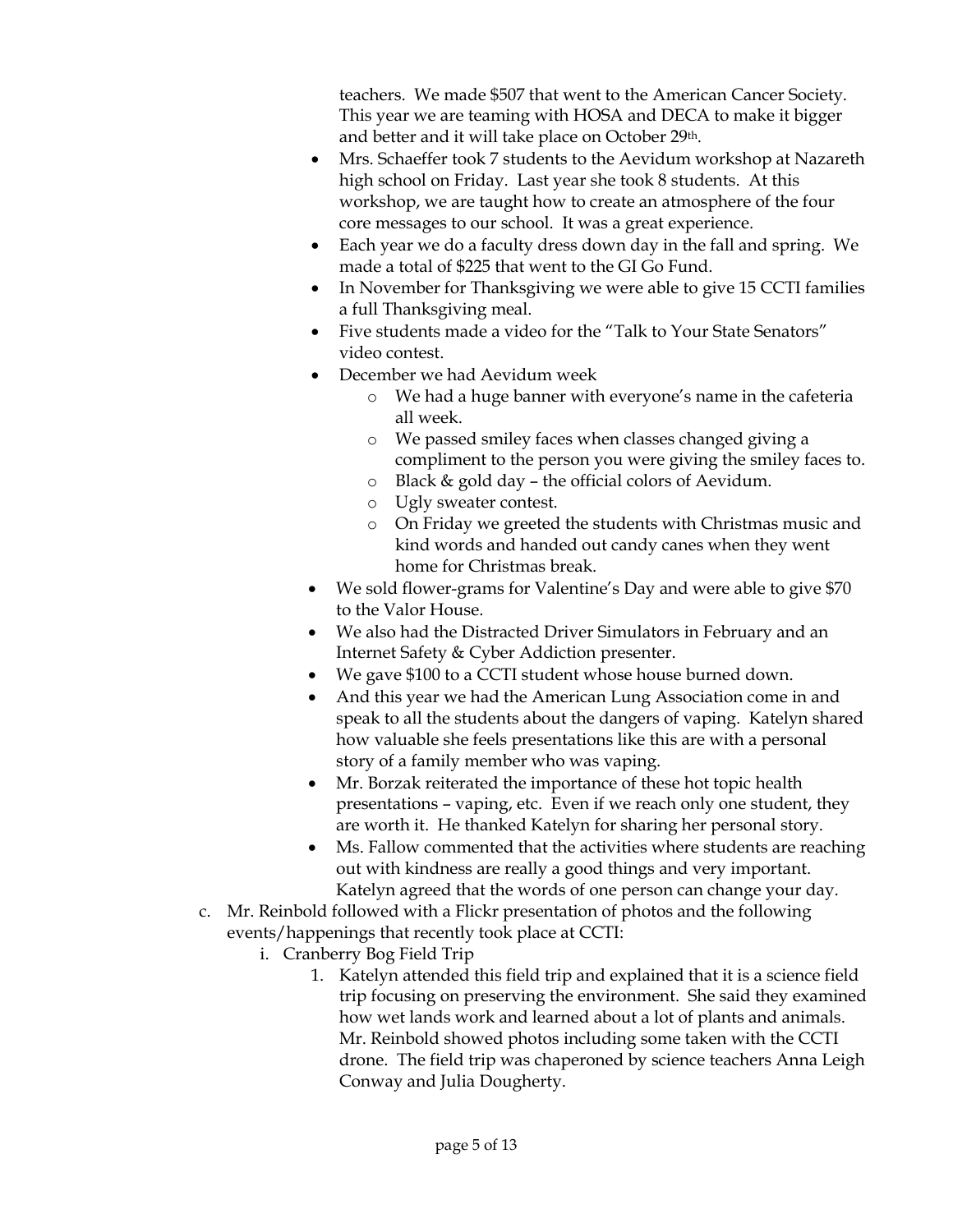teachers. We made $507 that went to the American Cancer Society. This year we are teaming with HOSA and DECA to make it bigger and better and it will take place on October 29th.

- Mrs. Schaeffer took 7 students to the Aevidum workshop at Nazareth high school on Friday. Last year she took 8 students. At this workshop, we are taught how to create an atmosphere of the four core messages to our school. It was a great experience.
- Each year we do a faculty dress down day in the fall and spring. We made a total of $225 that went to the GI Go Fund.
- In November for Thanksgiving we were able to give 15 CCTI families a full Thanksgiving meal.
- Five students made a video for the "Talk to Your State Senators" video contest.
- December we had Aevidum week
  - We had a huge banner with everyone's name in the cafeteria all week.
  - We passed smiley faces when classes changed giving a compliment to the person you were giving the smiley faces to.
  - Black & gold day – the official colors of Aevidum.
  - Ugly sweater contest.
  - On Friday we greeted the students with Christmas music and kind words and handed out candy canes when they went home for Christmas break.
- We sold flower-grams for Valentine's Day and were able to give $70 to the Valor House.
- We also had the Distracted Driver Simulators in February and an Internet Safety & Cyber Addiction presenter.
- We gave $100 to a CCTI student whose house burned down.
- And this year we had the American Lung Association come in and speak to all the students about the dangers of vaping. Katelyn shared how valuable she feels presentations like this are with a personal story of a family member who was vaping.
- Mr. Borzak reiterated the importance of these hot topic health presentations – vaping, etc. Even if we reach only one student, they are worth it. He thanked Katelyn for sharing her personal story.
- Ms. Fallow commented that the activities where students are reaching out with kindness are really a good things and very important. Katelyn agreed that the words of one person can change your day.

c. Mr. Reinbold followed with a Flickr presentation of photos and the following events/happenings that recently took place at CCTI:

   i. Cranberry Bog Field Trip

      1. Katelyn attended this field trip and explained that it is a science field trip focusing on preserving the environment. She said they examined how wet lands work and learned about a lot of plants and animals. Mr. Reinbold showed photos including some taken with the CCTI drone. The field trip was chaperoned by science teachers Anna Leigh Conway and Julia Dougherty.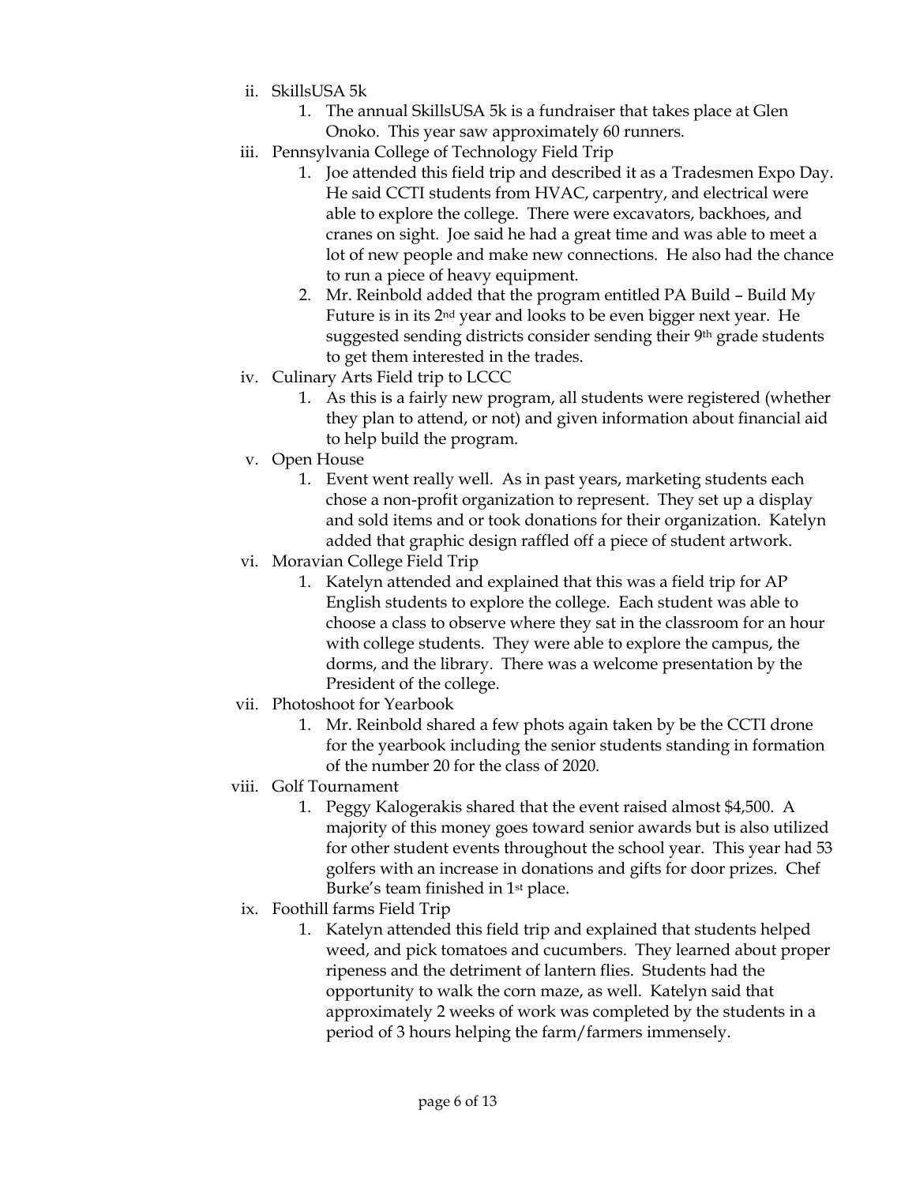ii. SkillsUSA 5k
   1. The annual SkillsUSA 5k is a fundraiser that takes place at Glen Onoko. This year saw approximately 60 runners.

iii. Pennsylvania College of Technology Field Trip
   1. Joe attended this field trip and described it as a Tradesmen Expo Day. He said CCTI students from HVAC, carpentry, and electrical were able to explore the college. There were excavators, backhoes, and cranes on sight. Joe said he had a great time and was able to meet a lot of new people and make new connections. He also had the chance to run a piece of heavy equipment.
   2. Mr. Reinbold added that the program entitled PA Build – Build My Future is in its 2nd year and looks to be even bigger next year. He suggested sending districts consider sending their 9th grade students to get them interested in the trades.

iv. Culinary Arts Field trip to LCCC
   1. As this is a fairly new program, all students were registered (whether they plan to attend, or not) and given information about financial aid to help build the program.

v. Open House
   1. Event went really well. As in past years, marketing students each chose a non-profit organization to represent. They set up a display and sold items and or took donations for their organization. Katelyn added that graphic design raffled off a piece of student artwork.

vi. Moravian College Field Trip
   1. Katelyn attended and explained that this was a field trip for AP English students to explore the college. Each student was able to choose a class to observe where they sat in the classroom for an hour with college students. They were able to explore the campus, the dorms, and the library. There was a welcome presentation by the President of the college.

vii. Photoshoot for Yearbook
   1. Mr. Reinbold shared a few phots again taken by be the CCTI drone for the yearbook including the senior students standing in formation of the number 20 for the class of 2020.

viii. Golf Tournament
   1. Peggy Kalogerakis shared that the event raised almost $4,500. A majority of this money goes toward senior awards but is also utilized for other student events throughout the school year. This year had 53 golfers with an increase in donations and gifts for door prizes. Chef Burke's team finished in 1st place.

ix. Foothill farms Field Trip
   1. Katelyn attended this field trip and explained that students helped weed, and pick tomatoes and cucumbers. They learned about proper ripeness and the detriment of lantern flies. Students had the opportunity to walk the corn maze, as well. Katelyn said that approximately 2 weeks of work was completed by the students in a period of 3 hours helping the farm/farmers immensely.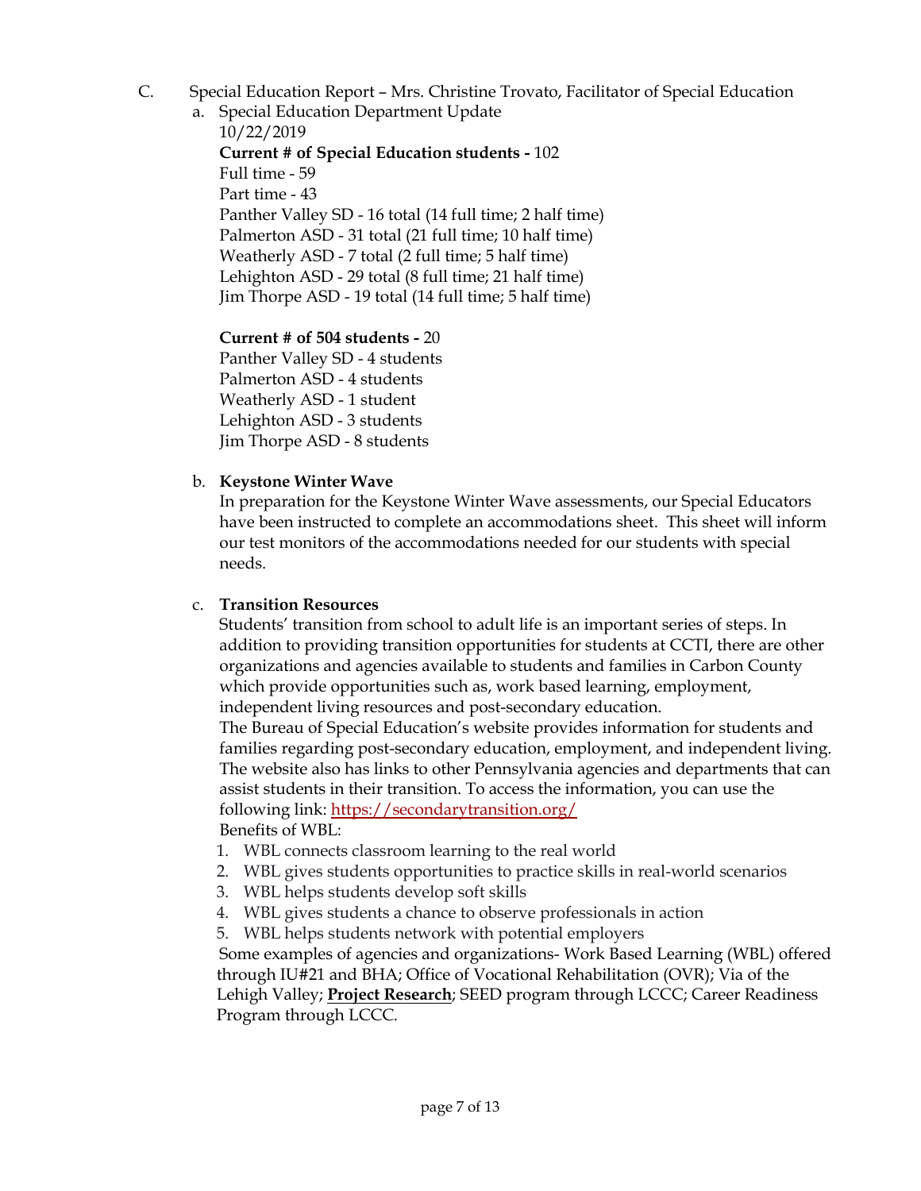C. Special Education Report – Mrs. Christine Trovato, Facilitator of Special Education

a. Special Education Department Update
10/22/2019
**Current # of Special Education students -** 102
Full time - 59
Part time - 43
Panther Valley SD - 16 total (14 full time; 2 half time)
Palmerton ASD - 31 total (21 full time; 10 half time)
Weatherly ASD - 7 total (2 full time; 5 half time)
Lehighton ASD - 29 total (8 full time; 21 half time)
Jim Thorpe ASD - 19 total (14 full time; 5 half time)

**Current # of 504 students -** 20
Panther Valley SD - 4 students
Palmerton ASD - 4 students
Weatherly ASD - 1 student
Lehighton ASD - 3 students
Jim Thorpe ASD - 8 students

b. **Keystone Winter Wave**
In preparation for the Keystone Winter Wave assessments, our Special Educators have been instructed to complete an accommodations sheet. This sheet will inform our test monitors of the accommodations needed for our students with special needs.

c. **Transition Resources**
Students' transition from school to adult life is an important series of steps. In addition to providing transition opportunities for students at CCTI, there are other organizations and agencies available to students and families in Carbon County which provide opportunities such as, work based learning, employment, independent living resources and post-secondary education.
The Bureau of Special Education's website provides information for students and families regarding post-secondary education, employment, and independent living. The website also has links to other Pennsylvania agencies and departments that can assist students in their transition. To access the information, you can use the following link: https://secondarytransition.org/
Benefits of WBL:

1. WBL connects classroom learning to the real world
2. WBL gives students opportunities to practice skills in real-world scenarios
3. WBL helps students develop soft skills
4. WBL gives students a chance to observe professionals in action
5. WBL helps students network with potential employers

Some examples of agencies and organizations- Work Based Learning (WBL) offered through IU#21 and BHA; Office of Vocational Rehabilitation (OVR); Via of the Lehigh Valley; **Project Research**; SEED program through LCCC; Career Readiness Program through LCCC.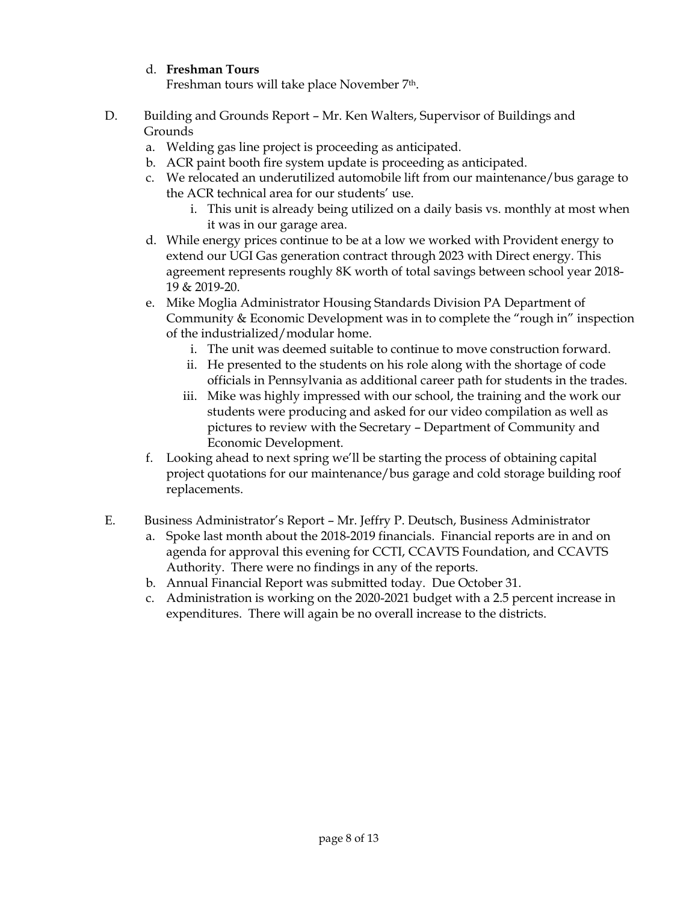d. **Freshman Tours**

   Freshman tours will take place November 7th.

D. Building and Grounds Report – Mr. Ken Walters, Supervisor of Buildings and Grounds

   a. Welding gas line project is proceeding as anticipated.
   b. ACR paint booth fire system update is proceeding as anticipated.
   c. We relocated an underutilized automobile lift from our maintenance/bus garage to the ACR technical area for our students' use.
      i. This unit is already being utilized on a daily basis vs. monthly at most when it was in our garage area.
   d. While energy prices continue to be at a low we worked with Provident energy to extend our UGI Gas generation contract through 2023 with Direct energy. This agreement represents roughly 8K worth of total savings between school year 2018-19 & 2019-20.
   e. Mike Moglia Administrator Housing Standards Division PA Department of Community & Economic Development was in to complete the "rough in" inspection of the industrialized/modular home.
      i. The unit was deemed suitable to continue to move construction forward.
      ii. He presented to the students on his role along with the shortage of code officials in Pennsylvania as additional career path for students in the trades.
      iii. Mike was highly impressed with our school, the training and the work our students were producing and asked for our video compilation as well as pictures to review with the Secretary – Department of Community and Economic Development.
   f. Looking ahead to next spring we'll be starting the process of obtaining capital project quotations for our maintenance/bus garage and cold storage building roof replacements.

E. Business Administrator's Report – Mr. Jeffry P. Deutsch, Business Administrator

   a. Spoke last month about the 2018-2019 financials. Financial reports are in and on agenda for approval this evening for CCTI, CCAVTS Foundation, and CCAVTS Authority. There were no findings in any of the reports.
   b. Annual Financial Report was submitted today. Due October 31.
   c. Administration is working on the 2020-2021 budget with a 2.5 percent increase in expenditures. There will again be no overall increase to the districts.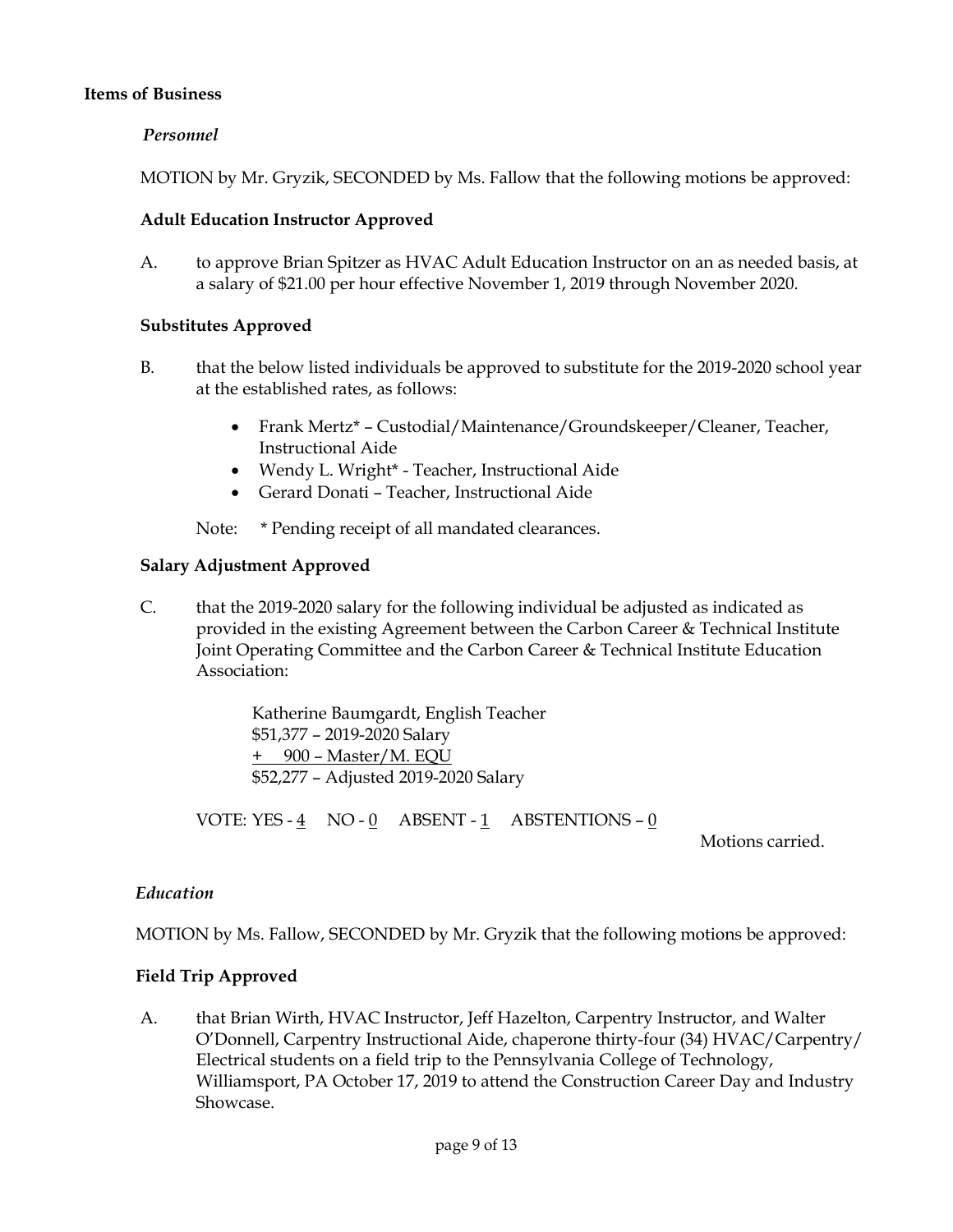**Items of Business**

*Personnel*

MOTION by Mr. Gryzik, SECONDED by Ms. Fallow that the following motions be approved:

**Adult Education Instructor Approved**

A. to approve Brian Spitzer as HVAC Adult Education Instructor on an as needed basis, at a salary of $21.00 per hour effective November 1, 2019 through November 2020.

**Substitutes Approved**

B. that the below listed individuals be approved to substitute for the 2019-2020 school year at the established rates, as follows:

- Frank Mertz* – Custodial/Maintenance/Groundskeeper/Cleaner, Teacher, Instructional Aide
- Wendy L. Wright* - Teacher, Instructional Aide
- Gerard Donati – Teacher, Instructional Aide

Note: * Pending receipt of all mandated clearances.

**Salary Adjustment Approved**

C. that the 2019-2020 salary for the following individual be adjusted as indicated as provided in the existing Agreement between the Carbon Career & Technical Institute Joint Operating Committee and the Carbon Career & Technical Institute Education Association:

Katherine Baumgardt, English Teacher
$51,377 – 2019-2020 Salary
<u>+ 900 – Master/M. EQU</u>
$52,277 – Adjusted 2019-2020 Salary

VOTE: YES - <u>4</u> NO - <u>0</u> ABSENT - <u>1</u> ABSTENTIONS – <u>0</u>

Motions carried.

*Education*

MOTION by Ms. Fallow, SECONDED by Mr. Gryzik that the following motions be approved:

**Field Trip Approved**

A. that Brian Wirth, HVAC Instructor, Jeff Hazelton, Carpentry Instructor, and Walter O'Donnell, Carpentry Instructional Aide, chaperone thirty-four (34) HVAC/Carpentry/Electrical students on a field trip to the Pennsylvania College of Technology, Williamsport, PA October 17, 2019 to attend the Construction Career Day and Industry Showcase.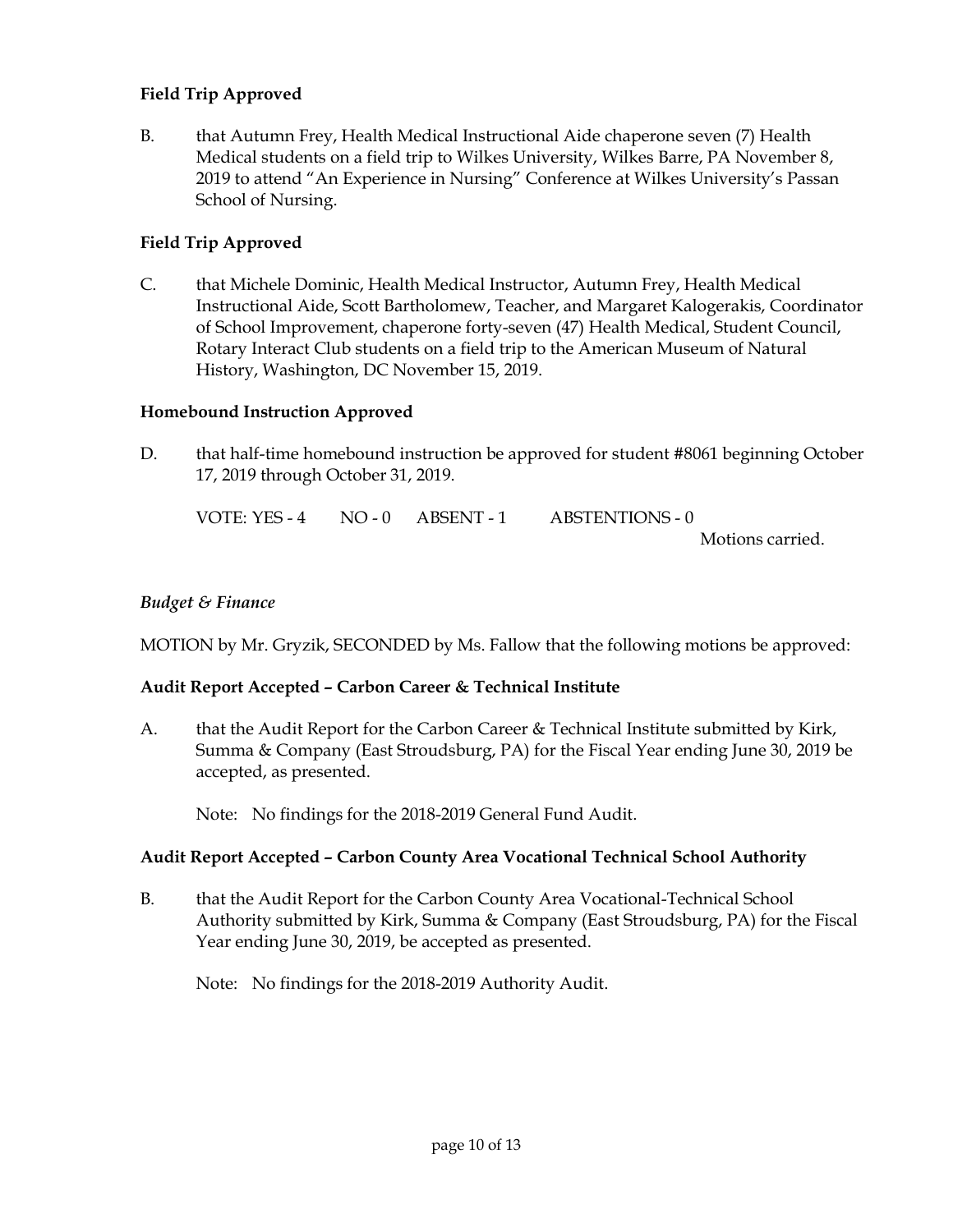**Field Trip Approved**

B. that Autumn Frey, Health Medical Instructional Aide chaperone seven (7) Health Medical students on a field trip to Wilkes University, Wilkes Barre, PA November 8, 2019 to attend "An Experience in Nursing" Conference at Wilkes University's Passan School of Nursing.

**Field Trip Approved**

C. that Michele Dominic, Health Medical Instructor, Autumn Frey, Health Medical Instructional Aide, Scott Bartholomew, Teacher, and Margaret Kalogerakis, Coordinator of School Improvement, chaperone forty-seven (47) Health Medical, Student Council, Rotary Interact Club students on a field trip to the American Museum of Natural History, Washington, DC November 15, 2019.

**Homebound Instruction Approved**

D. that half-time homebound instruction be approved for student #8061 beginning October 17, 2019 through October 31, 2019.

VOTE: YES - 4 NO - 0 ABSENT - 1 ABSTENTIONS - 0

Motions carried.

*Budget & Finance*

MOTION by Mr. Gryzik, SECONDED by Ms. Fallow that the following motions be approved:

**Audit Report Accepted – Carbon Career & Technical Institute**

A. that the Audit Report for the Carbon Career & Technical Institute submitted by Kirk, Summa & Company (East Stroudsburg, PA) for the Fiscal Year ending June 30, 2019 be accepted, as presented.

Note: No findings for the 2018-2019 General Fund Audit.

**Audit Report Accepted – Carbon County Area Vocational Technical School Authority**

B. that the Audit Report for the Carbon County Area Vocational-Technical School Authority submitted by Kirk, Summa & Company (East Stroudsburg, PA) for the Fiscal Year ending June 30, 2019, be accepted as presented.

Note: No findings for the 2018-2019 Authority Audit.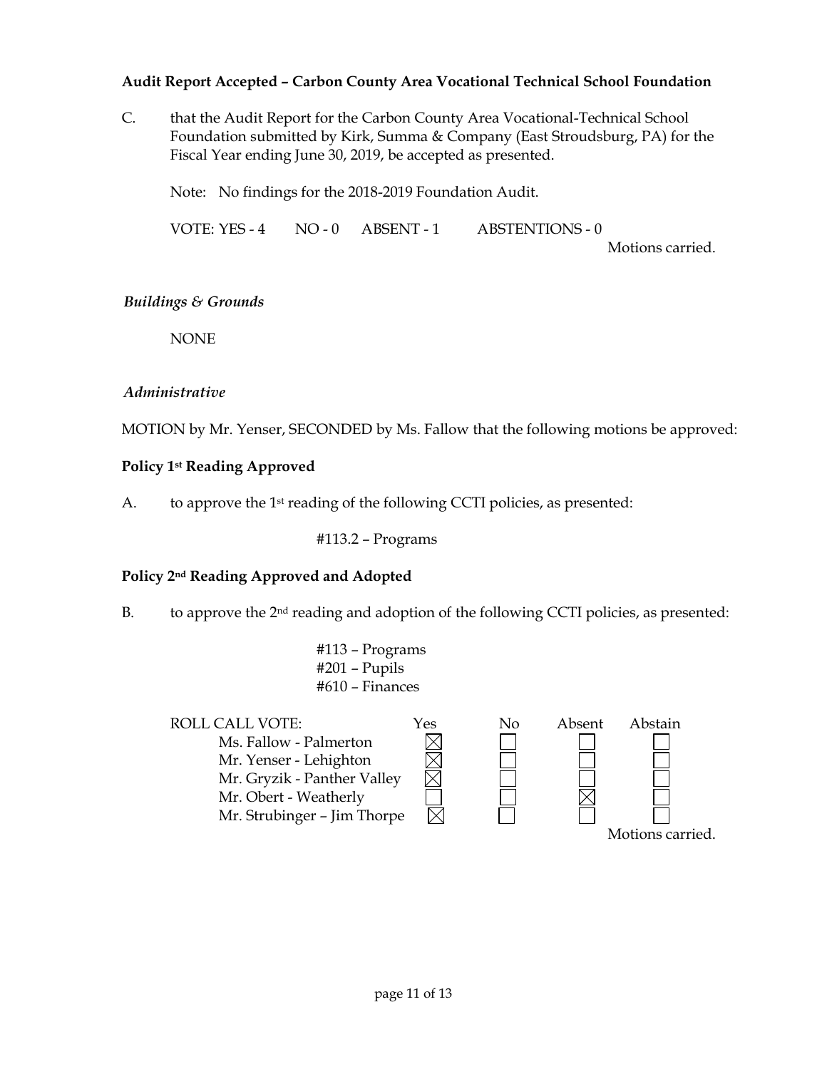**Audit Report Accepted – Carbon County Area Vocational Technical School Foundation**

C. that the Audit Report for the Carbon County Area Vocational-Technical School Foundation submitted by Kirk, Summa & Company (East Stroudsburg, PA) for the Fiscal Year ending June 30, 2019, be accepted as presented.

Note: No findings for the 2018-2019 Foundation Audit.

VOTE: YES - 4 NO - 0 ABSENT - 1 ABSTENTIONS - 0

Motions carried.

*Buildings & Grounds*

NONE

*Administrative*

MOTION by Mr. Yenser, SECONDED by Ms. Fallow that the following motions be approved:

**Policy 1st Reading Approved**

A. to approve the 1st reading of the following CCTI policies, as presented:

#113.2 – Programs

**Policy 2nd Reading Approved and Adopted**

B. to approve the 2nd reading and adoption of the following CCTI policies, as presented:

#113 – Programs
#201 – Pupils
#610 – Finances

| ROLL CALL VOTE: | Yes | No | Absent | Abstain |
|---|---|---|---|---|
| Ms. Fallow - Palmerton | ☒ | ☐ | ☐ | ☐ |
| Mr. Yenser - Lehighton | ☒ | ☐ | ☐ | ☐ |
| Mr. Gryzik - Panther Valley | ☒ | ☐ | ☐ | ☐ |
| Mr. Obert - Weatherly | ☐ | ☐ | ☒ | ☐ |
| Mr. Strubinger – Jim Thorpe | ☒ | ☐ | ☐ | ☐ |

Motions carried.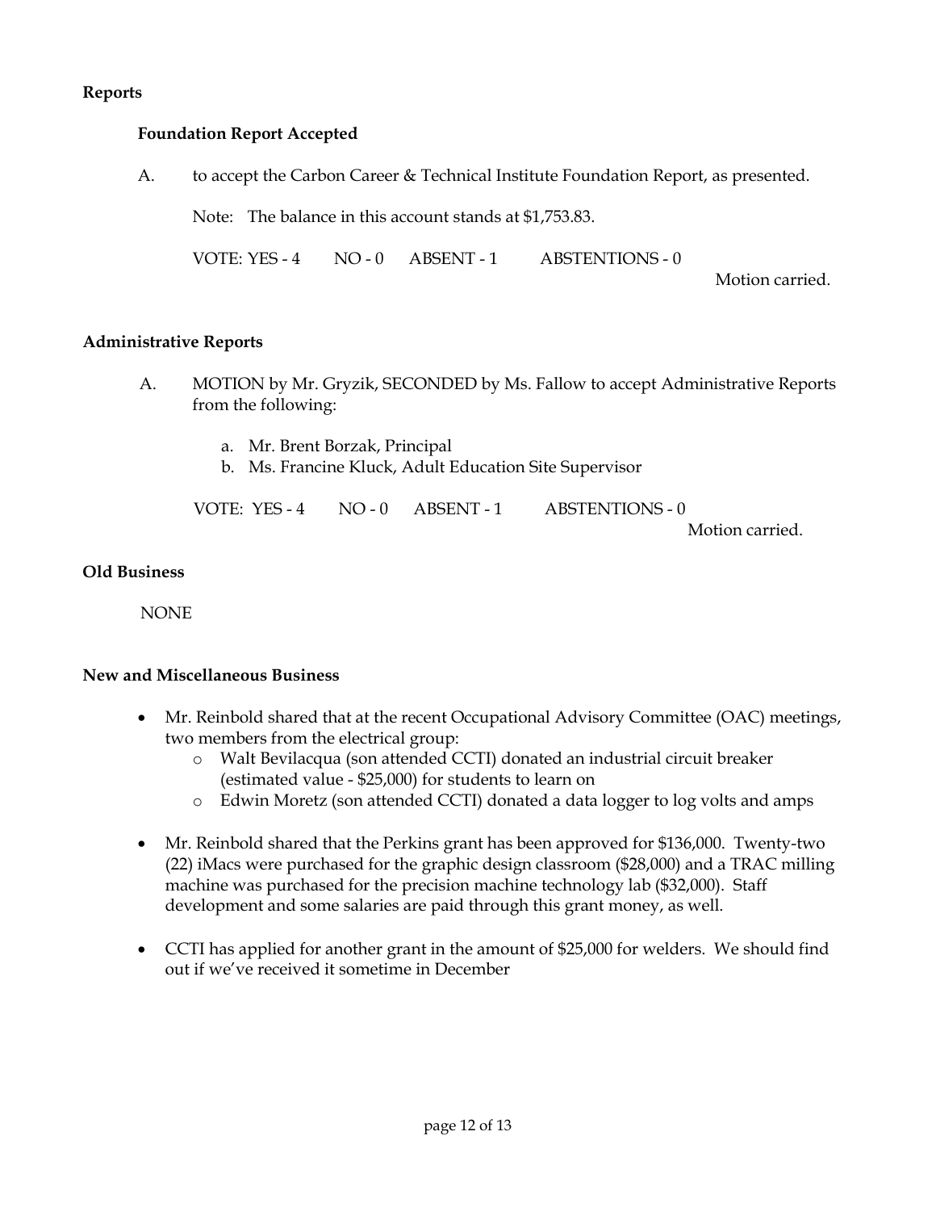**Reports**

**Foundation Report Accepted**

A. to accept the Carbon Career & Technical Institute Foundation Report, as presented.

Note: The balance in this account stands at $1,753.83.

VOTE: YES - 4 NO - 0 ABSENT - 1 ABSTENTIONS - 0

Motion carried.

**Administrative Reports**

A. MOTION by Mr. Gryzik, SECONDED by Ms. Fallow to accept Administrative Reports from the following:

   a. Mr. Brent Borzak, Principal
   b. Ms. Francine Kluck, Adult Education Site Supervisor

VOTE: YES - 4 NO - 0 ABSENT - 1 ABSTENTIONS - 0

Motion carried.

**Old Business**

NONE

**New and Miscellaneous Business**

- Mr. Reinbold shared that at the recent Occupational Advisory Committee (OAC) meetings, two members from the electrical group:
  - Walt Bevilacqua (son attended CCTI) donated an industrial circuit breaker (estimated value - $25,000) for students to learn on
  - Edwin Moretz (son attended CCTI) donated a data logger to log volts and amps
- Mr. Reinbold shared that the Perkins grant has been approved for $136,000. Twenty-two (22) iMacs were purchased for the graphic design classroom ($28,000) and a TRAC milling machine was purchased for the precision machine technology lab ($32,000). Staff development and some salaries are paid through this grant money, as well.
- CCTI has applied for another grant in the amount of $25,000 for welders. We should find out if we've received it sometime in December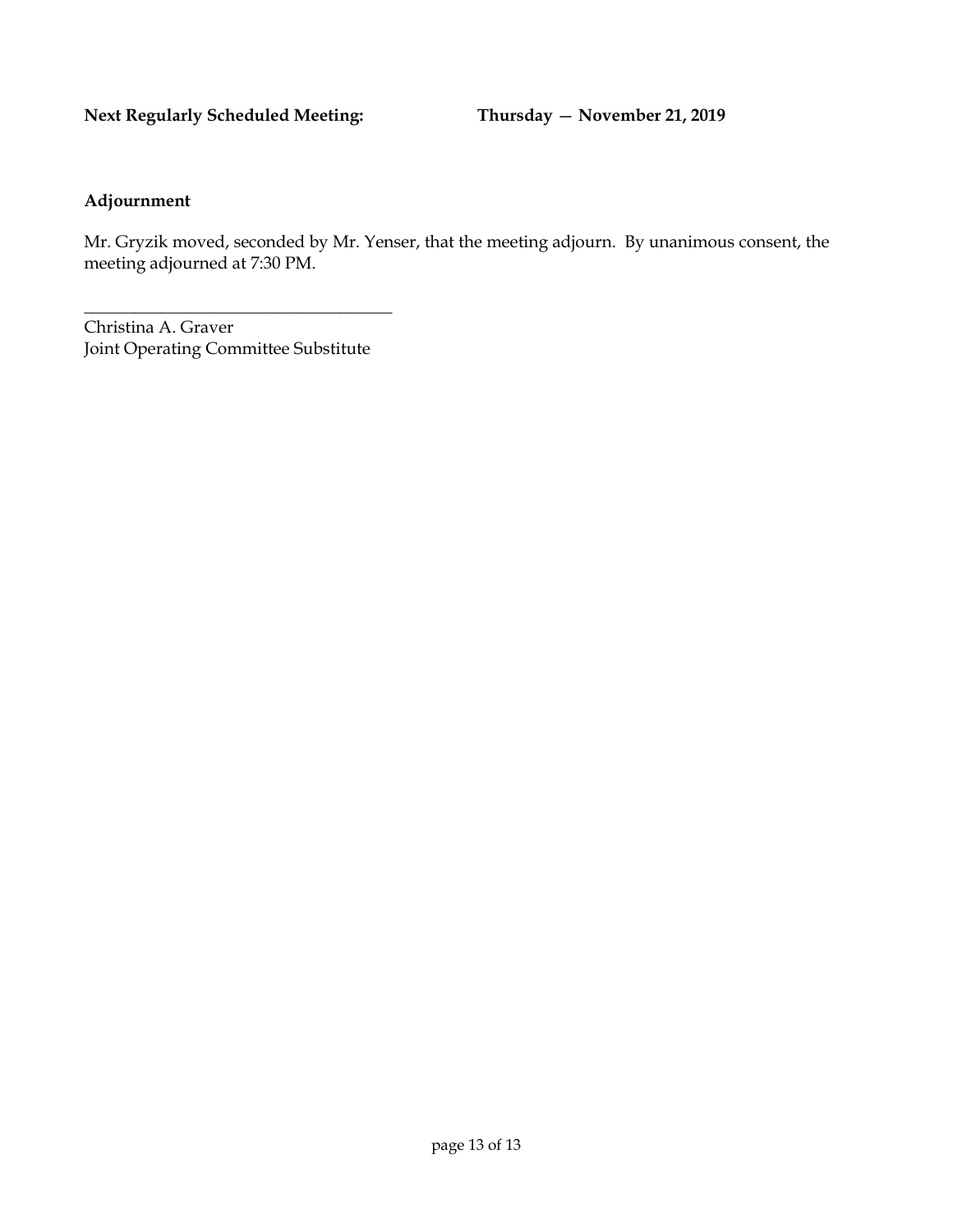**Next Regularly Scheduled Meeting:** **Thursday — November 21, 2019**

**Adjournment**

Mr. Gryzik moved, seconded by Mr. Yenser, that the meeting adjourn. By unanimous consent, the meeting adjourned at 7:30 PM.

\_\_\_\_\_\_\_\_\_\_\_\_\_\_\_\_\_\_\_\_\_\_\_\_\_\_\_\_\_\_\_\_\_\_\_\_

Christina A. Graver
Joint Operating Committee Substitute